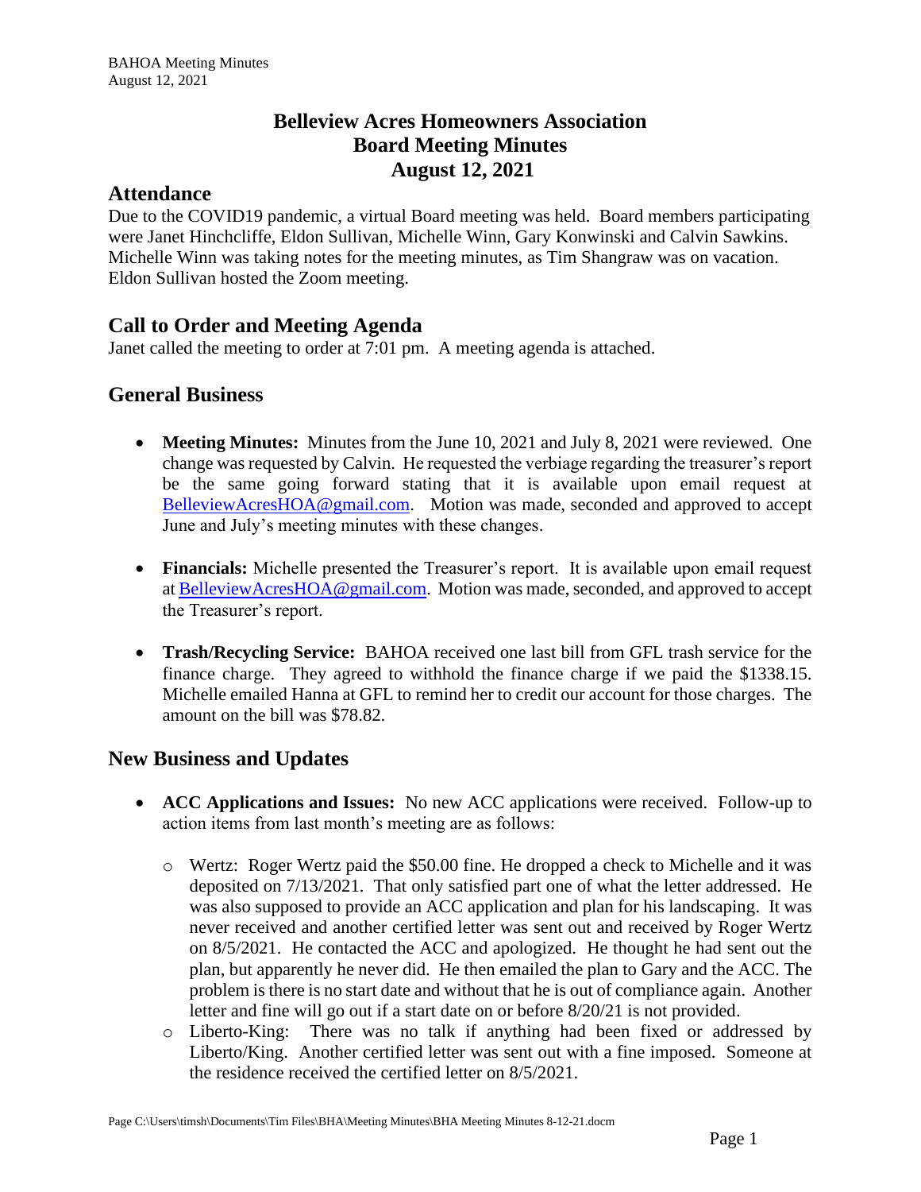# Belleview Acres Homeowners Association
# Board Meeting Minutes
# August 12, 2021

## Attendance

Due to the COVID19 pandemic, a virtual Board meeting was held. Board members participating were Janet Hinchcliffe, Eldon Sullivan, Michelle Winn, Gary Konwinski and Calvin Sawkins. Michelle Winn was taking notes for the meeting minutes, as Tim Shangraw was on vacation. Eldon Sullivan hosted the Zoom meeting.

## Call to Order and Meeting Agenda

Janet called the meeting to order at 7:01 pm. A meeting agenda is attached.

## General Business

- **Meeting Minutes:** Minutes from the June 10, 2021 and July 8, 2021 were reviewed. One change was requested by Calvin. He requested the verbiage regarding the treasurer's report be the same going forward stating that it is available upon email request at BelleviewAcresHOA@gmail.com. Motion was made, seconded and approved to accept June and July's meeting minutes with these changes.

- **Financials:** Michelle presented the Treasurer's report. It is available upon email request at BelleviewAcresHOA@gmail.com. Motion was made, seconded, and approved to accept the Treasurer's report.

- **Trash/Recycling Service:** BAHOA received one last bill from GFL trash service for the finance charge. They agreed to withhold the finance charge if we paid the $1338.15. Michelle emailed Hanna at GFL to remind her to credit our account for those charges. The amount on the bill was $78.82.

## New Business and Updates

- **ACC Applications and Issues:** No new ACC applications were received. Follow-up to action items from last month's meeting are as follows:
  - Wertz: Roger Wertz paid the $50.00 fine. He dropped a check to Michelle and it was deposited on 7/13/2021. That only satisfied part one of what the letter addressed. He was also supposed to provide an ACC application and plan for his landscaping. It was never received and another certified letter was sent out and received by Roger Wertz on 8/5/2021. He contacted the ACC and apologized. He thought he had sent out the plan, but apparently he never did. He then emailed the plan to Gary and the ACC. The problem is there is no start date and without that he is out of compliance again. Another letter and fine will go out if a start date on or before 8/20/21 is not provided.
  - Liberto-King: There was no talk if anything had been fixed or addressed by Liberto/King. Another certified letter was sent out with a fine imposed. Someone at the residence received the certified letter on 8/5/2021.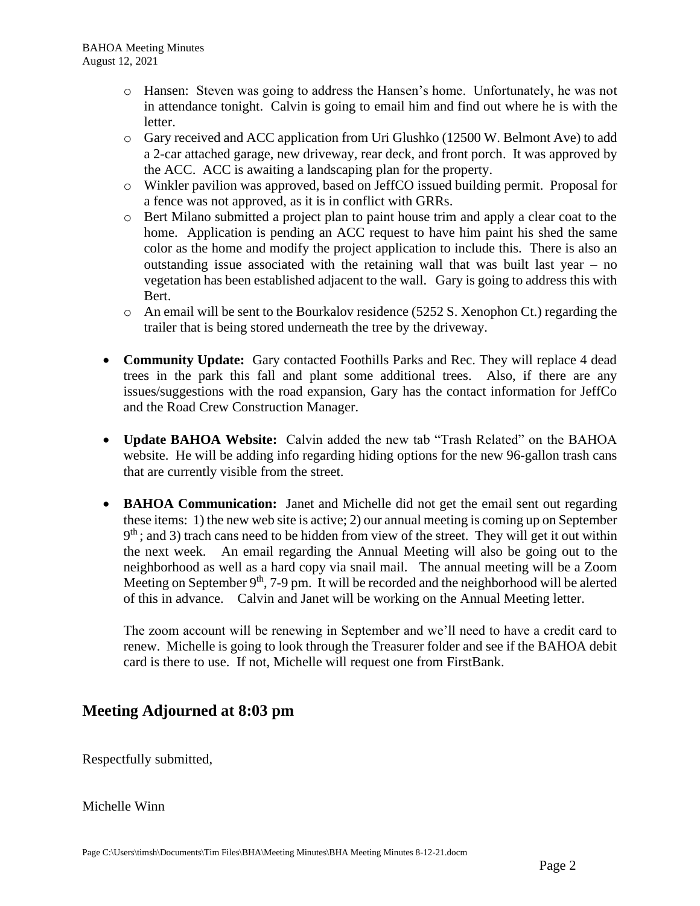- Hansen: Steven was going to address the Hansen's home. Unfortunately, he was not in attendance tonight. Calvin is going to email him and find out where he is with the letter.
    - Gary received and ACC application from Uri Glushko (12500 W. Belmont Ave) to add a 2-car attached garage, new driveway, rear deck, and front porch. It was approved by the ACC. ACC is awaiting a landscaping plan for the property.
    - Winkler pavilion was approved, based on JeffCO issued building permit. Proposal for a fence was not approved, as it is in conflict with GRRs.
    - Bert Milano submitted a project plan to paint house trim and apply a clear coat to the home. Application is pending an ACC request to have him paint his shed the same color as the home and modify the project application to include this. There is also an outstanding issue associated with the retaining wall that was built last year – no vegetation has been established adjacent to the wall. Gary is going to address this with Bert.
    - An email will be sent to the Bourkalov residence (5252 S. Xenophon Ct.) regarding the trailer that is being stored underneath the tree by the driveway.

- **Community Update:** Gary contacted Foothills Parks and Rec. They will replace 4 dead trees in the park this fall and plant some additional trees. Also, if there are any issues/suggestions with the road expansion, Gary has the contact information for JeffCo and the Road Crew Construction Manager.

- **Update BAHOA Website:** Calvin added the new tab "Trash Related" on the BAHOA website. He will be adding info regarding hiding options for the new 96-gallon trash cans that are currently visible from the street.

- **BAHOA Communication:** Janet and Michelle did not get the email sent out regarding these items: 1) the new web site is active; 2) our annual meeting is coming up on September 9th; and 3) trach cans need to be hidden from view of the street. They will get it out within the next week. An email regarding the Annual Meeting will also be going out to the neighborhood as well as a hard copy via snail mail. The annual meeting will be a Zoom Meeting on September 9th, 7-9 pm. It will be recorded and the neighborhood will be alerted of this in advance. Calvin and Janet will be working on the Annual Meeting letter.

  The zoom account will be renewing in September and we'll need to have a credit card to renew. Michelle is going to look through the Treasurer folder and see if the BAHOA debit card is there to use. If not, Michelle will request one from FirstBank.

## Meeting Adjourned at 8:03 pm

Respectfully submitted,

Michelle Winn